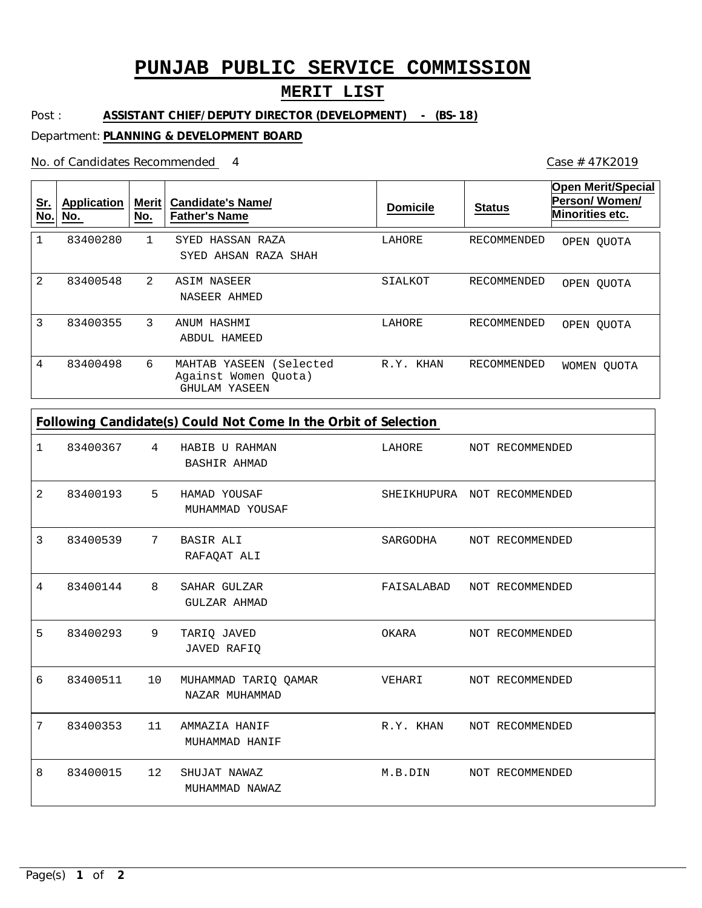# PUNJAB PUBLIC SERVICE COMMISSION

## MERIT LIST

Post : **ASSISTANT CHIEF/DEPUTY DIRECTOR (DEVELOPMENT) - (BS-18)**

Department: **PLANNING & DEVELOPMENT BOARD**

No. of Candidates Recommended 4

Case # 47K2019

| Sr. No. | Application No. | Merit No. | Candidate's Name/ Father's Name | Domicile | Status | Open Merit/Special Person/ Women/ Minorities etc. |
|---|---|---|---|---|---|---|
| 1 | 83400280 | 1 | SYED HASSAN RAZA<br>SYED AHSAN RAZA SHAH | LAHORE | RECOMMENDED | OPEN QUOTA |
| 2 | 83400548 | 2 | ASIM NASEER<br>NASEER AHMED | SIALKOT | RECOMMENDED | OPEN QUOTA |
| 3 | 83400355 | 3 | ANUM HASHMI<br>ABDUL HAMEED | LAHORE | RECOMMENDED | OPEN QUOTA |
| 4 | 83400498 | 6 | MAHTAB YASEEN (Selected Against Women Quota)<br>GHULAM YASEEN | R.Y. KHAN | RECOMMENDED | WOMEN QUOTA |

**Following Candidate(s) Could Not Come In the Orbit of Selection**

| Sr. No. | Application No. | Merit No. | Candidate's Name/ Father's Name | Domicile | Status |
|---|---|---|---|---|---|
| 1 | 83400367 | 4 | HABIB U RAHMAN<br>BASHIR AHMAD | LAHORE | NOT RECOMMENDED |
| 2 | 83400193 | 5 | HAMAD YOUSAF<br>MUHAMMAD YOUSAF | SHEIKHUPURA | NOT RECOMMENDED |
| 3 | 83400539 | 7 | BASIR ALI<br>RAFAQAT ALI | SARGODHA | NOT RECOMMENDED |
| 4 | 83400144 | 8 | SAHAR GULZAR<br>GULZAR AHMAD | FAISALABAD | NOT RECOMMENDED |
| 5 | 83400293 | 9 | TARIQ JAVED<br>JAVED RAFIQ | OKARA | NOT RECOMMENDED |
| 6 | 83400511 | 10 | MUHAMMAD TARIQ QAMAR<br>NAZAR MUHAMMAD | VEHARI | NOT RECOMMENDED |
| 7 | 83400353 | 11 | AMMAZIA HANIF<br>MUHAMMAD HANIF | R.Y. KHAN | NOT RECOMMENDED |
| 8 | 83400015 | 12 | SHUJAT NAWAZ<br>MUHAMMAD NAWAZ | M.B.DIN | NOT RECOMMENDED |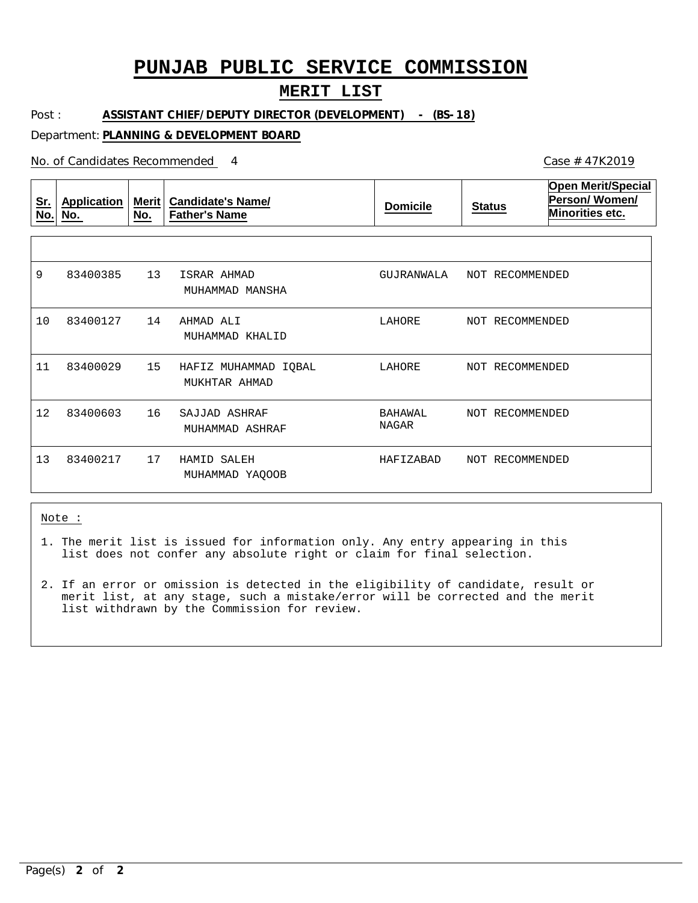# PUNJAB PUBLIC SERVICE COMMISSION

## MERIT LIST

Post : **ASSISTANT CHIEF/DEPUTY DIRECTOR (DEVELOPMENT) - (BS-18)**

Department: **PLANNING & DEVELOPMENT BOARD**

No. of Candidates Recommended 4

Case # 47K2019

| Sr. No. | Application No. | Merit No. | Candidate's Name/ Father's Name | Domicile | Status | Open Merit/Special Person/ Women/ Minorities etc. |
|---|---|---|---|---|---|---|
| 9 | 83400385 | 13 | ISRAR AHMAD<br>MUHAMMAD MANSHA | GUJRANWALA | NOT RECOMMENDED | |
| 10 | 83400127 | 14 | AHMAD ALI<br>MUHAMMAD KHALID | LAHORE | NOT RECOMMENDED | |
| 11 | 83400029 | 15 | HAFIZ MUHAMMAD IQBAL<br>MUKHTAR AHMAD | LAHORE | NOT RECOMMENDED | |
| 12 | 83400603 | 16 | SAJJAD ASHRAF<br>MUHAMMAD ASHRAF | BAHAWAL NAGAR | NOT RECOMMENDED | |
| 13 | 83400217 | 17 | HAMID SALEH<br>MUHAMMAD YAQOOB | HAFIZABAD | NOT RECOMMENDED | |

Note :

1. The merit list is issued for information only. Any entry appearing in this list does not confer any absolute right or claim for final selection.
2. If an error or omission is detected in the eligibility of candidate, result or merit list, at any stage, such a mistake/error will be corrected and the merit list withdrawn by the Commission for review.